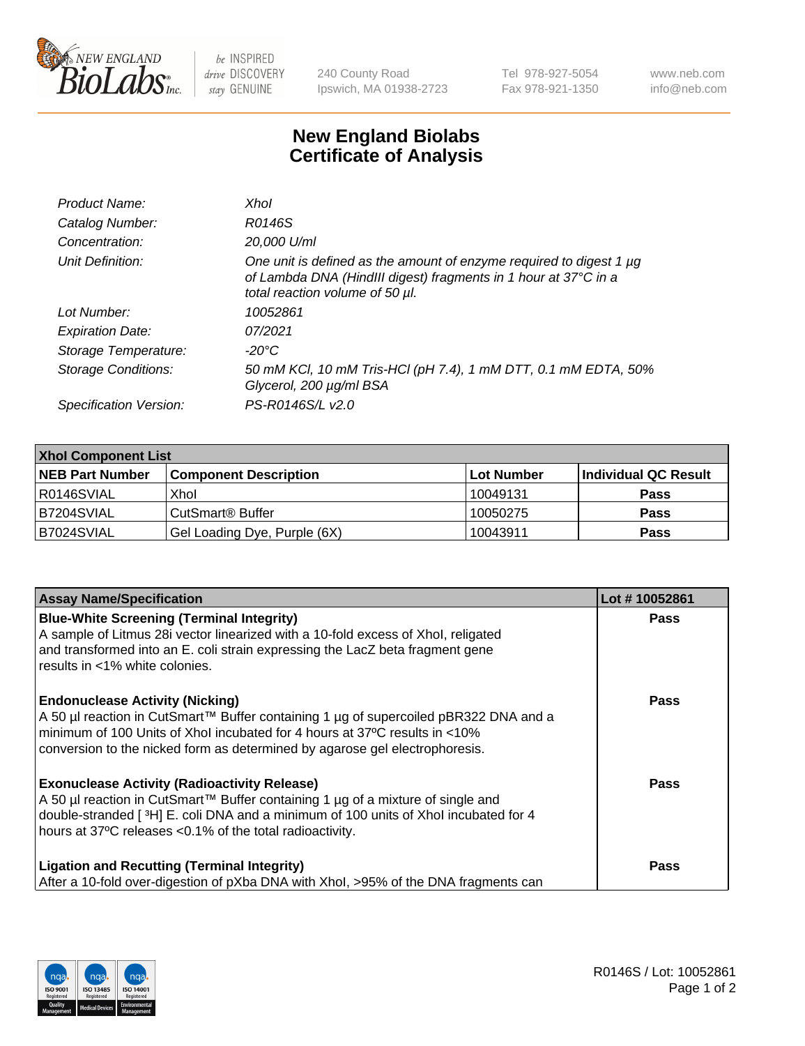# New England Biolabs Certificate of Analysis

| | |
|---|---|
| *Product Name:* | *XhoI* |
| *Catalog Number:* | *R0146S* |
| *Concentration:* | *20,000 U/ml* |
| *Unit Definition:* | *One unit is defined as the amount of enzyme required to digest 1 µg of Lambda DNA (HindIII digest) fragments in 1 hour at 37°C in a total reaction volume of 50 µl.* |
| *Lot Number:* | *10052861* |
| *Expiration Date:* | *07/2021* |
| *Storage Temperature:* | *-20°C* |
| *Storage Conditions:* | *50 mM KCl, 10 mM Tris-HCl (pH 7.4), 1 mM DTT, 0.1 mM EDTA, 50% Glycerol, 200 µg/ml BSA* |
| *Specification Version:* | *PS-R0146S/L v2.0* |

| XhoI Component List | | | |
|---|---|---|---|
| **NEB Part Number** | **Component Description** | **Lot Number** | **Individual QC Result** |
| R0146SVIAL | XhoI | 10049131 | **Pass** |
| B7204SVIAL | CutSmart® Buffer | 10050275 | **Pass** |
| B7024SVIAL | Gel Loading Dye, Purple (6X) | 10043911 | **Pass** |

| Assay Name/Specification | Lot # 10052861 |
|---|---|
| **Blue-White Screening (Terminal Integrity)** A sample of Litmus 28i vector linearized with a 10-fold excess of XhoI, religated and transformed into an E. coli strain expressing the LacZ beta fragment gene results in <1% white colonies. | **Pass** |
| **Endonuclease Activity (Nicking)** A 50 µl reaction in CutSmart™ Buffer containing 1 µg of supercoiled pBR322 DNA and a minimum of 100 Units of XhoI incubated for 4 hours at 37ºC results in <10% conversion to the nicked form as determined by agarose gel electrophoresis. | **Pass** |
| **Exonuclease Activity (Radioactivity Release)** A 50 µl reaction in CutSmart™ Buffer containing 1 µg of a mixture of single and double-stranded [$^3$H] E. coli DNA and a minimum of 100 units of XhoI incubated for 4 hours at 37ºC releases <0.1% of the total radioactivity. | **Pass** |
| **Ligation and Recutting (Terminal Integrity)** After a 10-fold over-digestion of pXba DNA with XhoI, >95% of the DNA fragments can | **Pass** |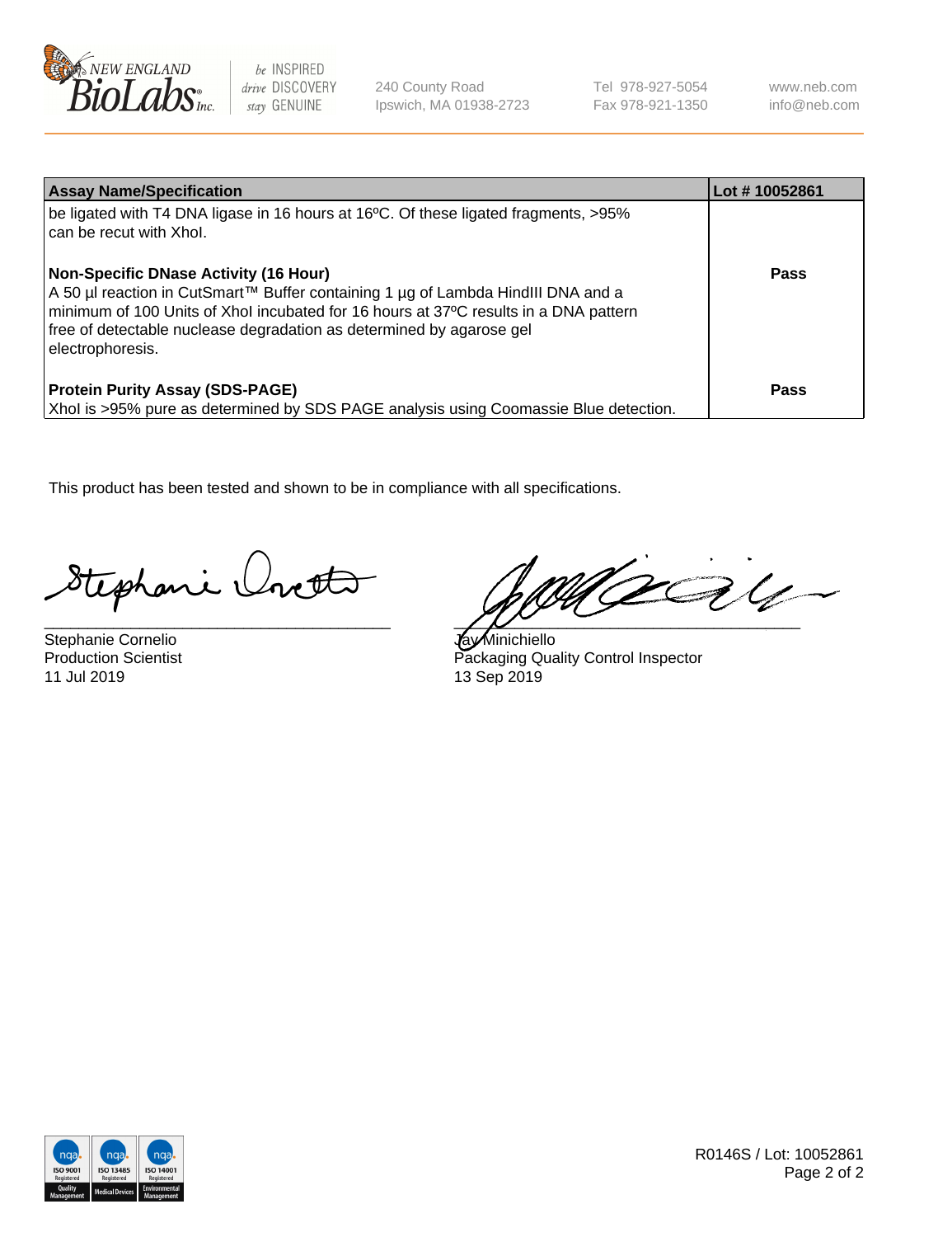| Assay Name/Specification | Lot # 10052861 |
|---|---|
| be ligated with T4 DNA ligase in 16 hours at 16ºC. Of these ligated fragments, >95% can be recut with XhoI. | |
| **Non-Specific DNase Activity (16 Hour)**<br>A 50 µl reaction in CutSmart™ Buffer containing 1 µg of Lambda HindIII DNA and a minimum of 100 Units of XhoI incubated for 16 hours at 37ºC results in a DNA pattern free of detectable nuclease degradation as determined by agarose gel electrophoresis. | **Pass** |
| **Protein Purity Assay (SDS-PAGE)**<br>XhoI is >95% pure as determined by SDS PAGE analysis using Coomassie Blue detection. | **Pass** |

This product has been tested and shown to be in compliance with all specifications.

Stephanie Cornelio
Production Scientist
11 Jul 2019

Jay Minichiello
Packaging Quality Control Inspector
13 Sep 2019

R0146S / Lot: 10052861